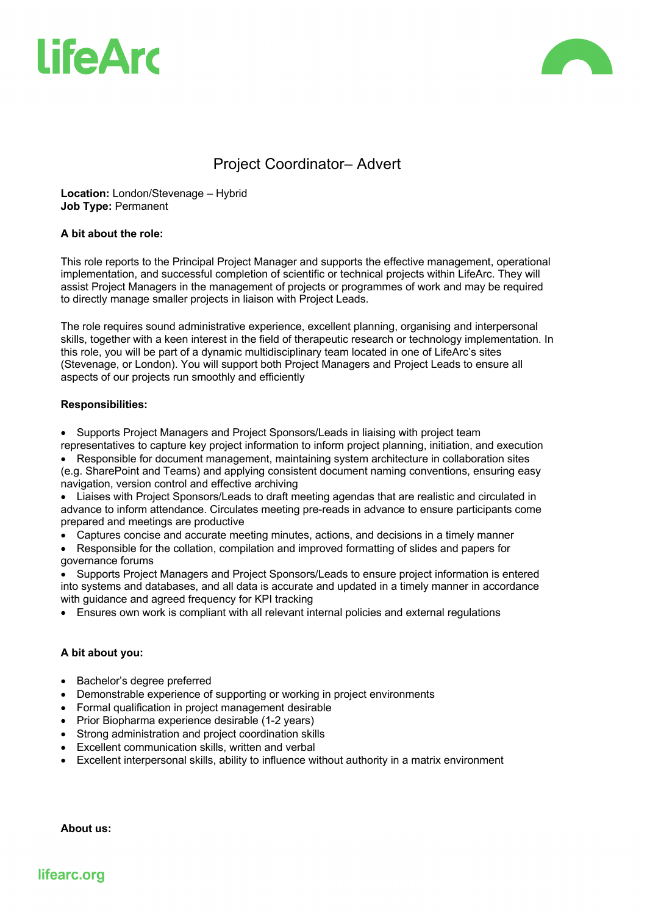# Project Coordinator– Advert

**Location:** London/Stevenage – Hybrid
**Job Type:** Permanent

**A bit about the role:**

This role reports to the Principal Project Manager and supports the effective management, operational implementation, and successful completion of scientific or technical projects within LifeArc. They will assist Project Managers in the management of projects or programmes of work and may be required to directly manage smaller projects in liaison with Project Leads.

The role requires sound administrative experience, excellent planning, organising and interpersonal skills, together with a keen interest in the field of therapeutic research or technology implementation. In this role, you will be part of a dynamic multidisciplinary team located in one of LifeArc's sites (Stevenage, or London). You will support both Project Managers and Project Leads to ensure all aspects of our projects run smoothly and efficiently

**Responsibilities:**

- Supports Project Managers and Project Sponsors/Leads in liaising with project team representatives to capture key project information to inform project planning, initiation, and execution
- Responsible for document management, maintaining system architecture in collaboration sites (e.g. SharePoint and Teams) and applying consistent document naming conventions, ensuring easy navigation, version control and effective archiving
- Liaises with Project Sponsors/Leads to draft meeting agendas that are realistic and circulated in advance to inform attendance. Circulates meeting pre-reads in advance to ensure participants come prepared and meetings are productive
- Captures concise and accurate meeting minutes, actions, and decisions in a timely manner
- Responsible for the collation, compilation and improved formatting of slides and papers for governance forums
- Supports Project Managers and Project Sponsors/Leads to ensure project information is entered into systems and databases, and all data is accurate and updated in a timely manner in accordance with guidance and agreed frequency for KPI tracking
- Ensures own work is compliant with all relevant internal policies and external regulations

**A bit about you:**

- Bachelor's degree preferred
- Demonstrable experience of supporting or working in project environments
- Formal qualification in project management desirable
- Prior Biopharma experience desirable (1-2 years)
- Strong administration and project coordination skills
- Excellent communication skills, written and verbal
- Excellent interpersonal skills, ability to influence without authority in a matrix environment

**About us:**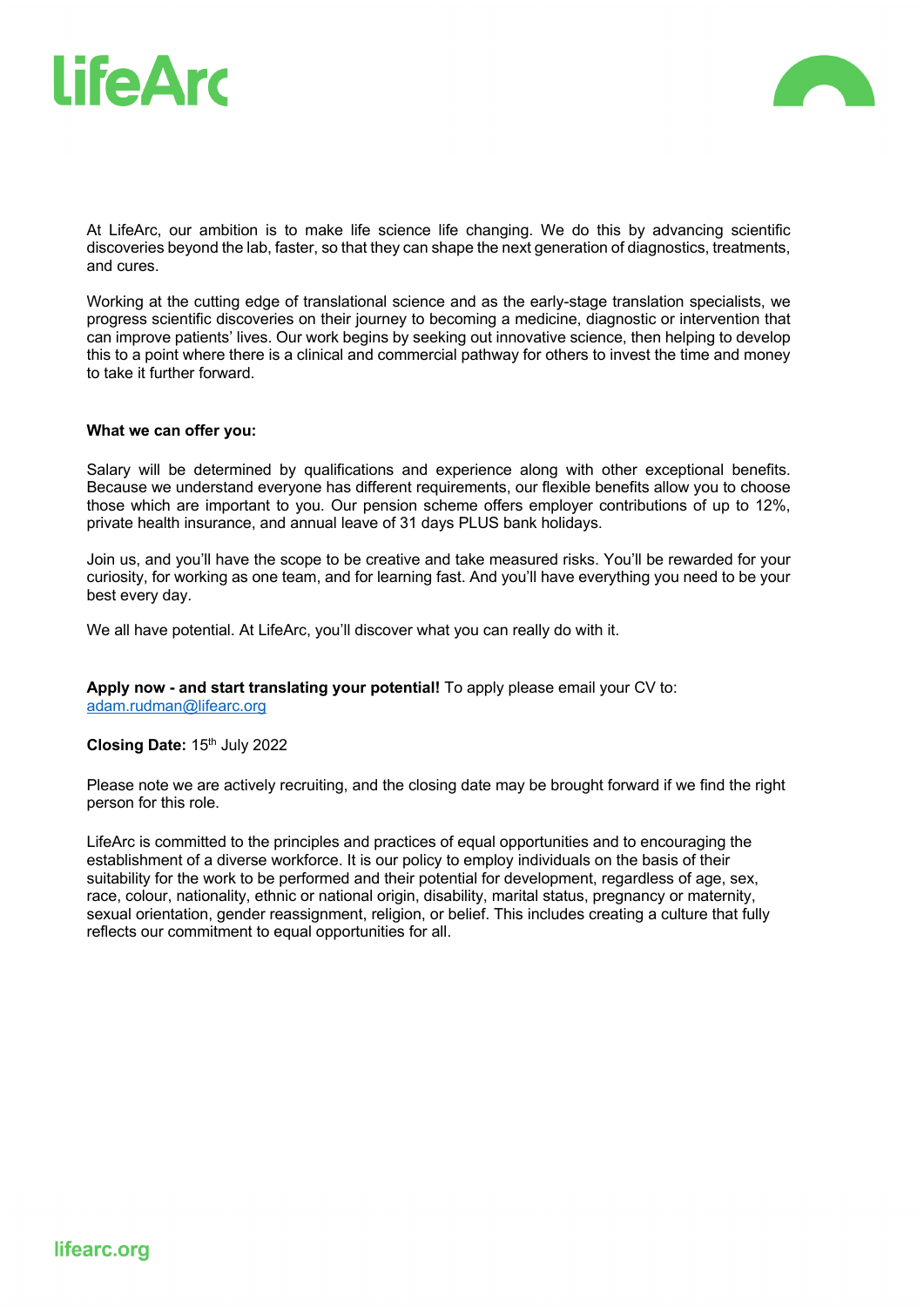At LifeArc, our ambition is to make life science life changing. We do this by advancing scientific discoveries beyond the lab, faster, so that they can shape the next generation of diagnostics, treatments, and cures.

Working at the cutting edge of translational science and as the early-stage translation specialists, we progress scientific discoveries on their journey to becoming a medicine, diagnostic or intervention that can improve patients' lives. Our work begins by seeking out innovative science, then helping to develop this to a point where there is a clinical and commercial pathway for others to invest the time and money to take it further forward.

**What we can offer you:**

Salary will be determined by qualifications and experience along with other exceptional benefits. Because we understand everyone has different requirements, our flexible benefits allow you to choose those which are important to you. Our pension scheme offers employer contributions of up to 12%, private health insurance, and annual leave of 31 days PLUS bank holidays.

Join us, and you'll have the scope to be creative and take measured risks. You'll be rewarded for your curiosity, for working as one team, and for learning fast. And you'll have everything you need to be your best every day.

We all have potential. At LifeArc, you'll discover what you can really do with it.

**Apply now - and start translating your potential!** To apply please email your CV to: adam.rudman@lifearc.org

**Closing Date:** 15th July 2022

Please note we are actively recruiting, and the closing date may be brought forward if we find the right person for this role.

LifeArc is committed to the principles and practices of equal opportunities and to encouraging the establishment of a diverse workforce. It is our policy to employ individuals on the basis of their suitability for the work to be performed and their potential for development, regardless of age, sex, race, colour, nationality, ethnic or national origin, disability, marital status, pregnancy or maternity, sexual orientation, gender reassignment, religion, or belief. This includes creating a culture that fully reflects our commitment to equal opportunities for all.